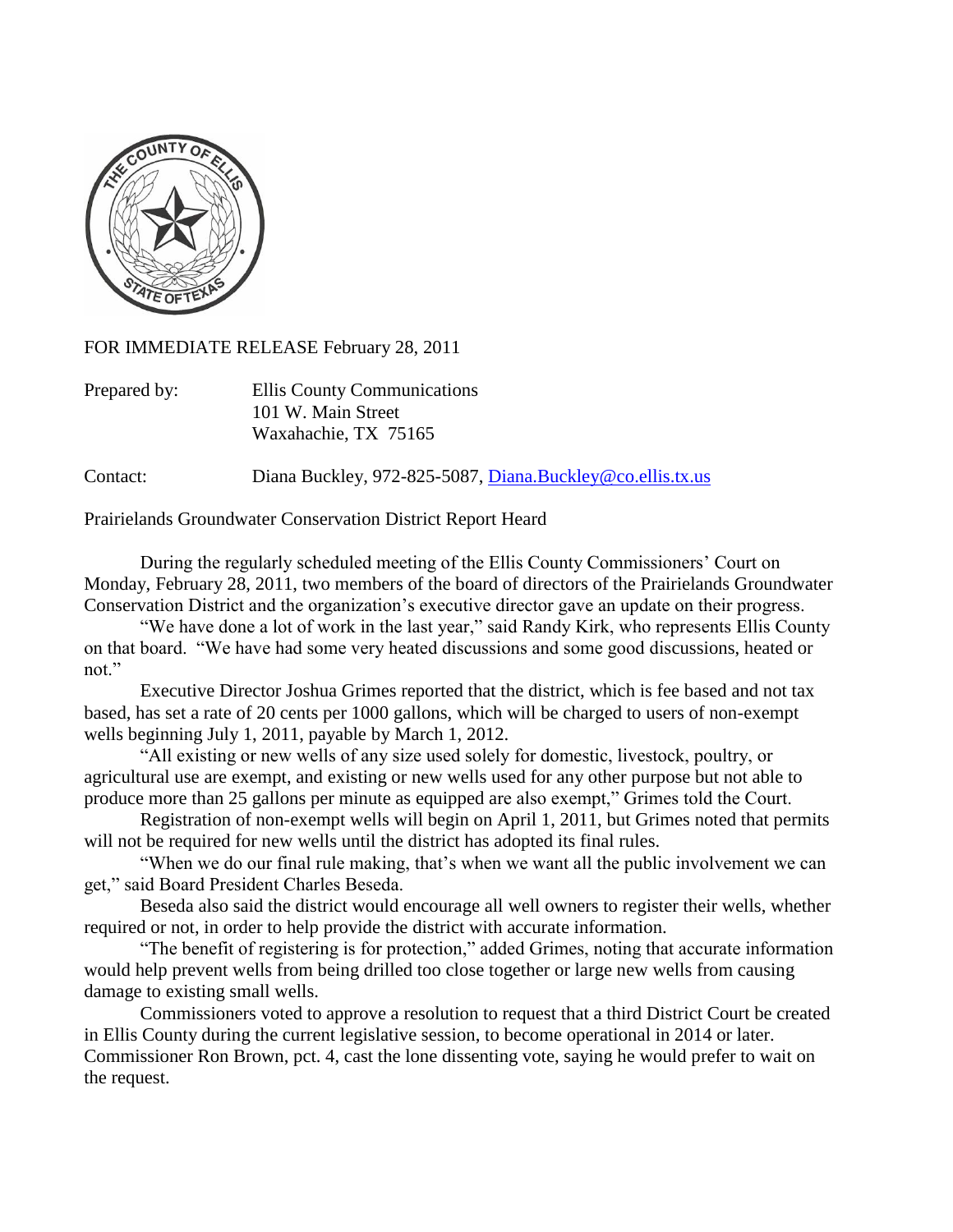FOR IMMEDIATE RELEASE February 28, 2011

Prepared by: Ellis County Communications
101 W. Main Street
Waxahachie, TX 75165

Contact: Diana Buckley, 972-825-5087, Diana.Buckley@co.ellis.tx.us

Prairielands Groundwater Conservation District Report Heard

During the regularly scheduled meeting of the Ellis County Commissioners' Court on Monday, February 28, 2011, two members of the board of directors of the Prairielands Groundwater Conservation District and the organization's executive director gave an update on their progress.

"We have done a lot of work in the last year," said Randy Kirk, who represents Ellis County on that board. "We have had some very heated discussions and some good discussions, heated or not."

Executive Director Joshua Grimes reported that the district, which is fee based and not tax based, has set a rate of 20 cents per 1000 gallons, which will be charged to users of non-exempt wells beginning July 1, 2011, payable by March 1, 2012.

"All existing or new wells of any size used solely for domestic, livestock, poultry, or agricultural use are exempt, and existing or new wells used for any other purpose but not able to produce more than 25 gallons per minute as equipped are also exempt," Grimes told the Court.

Registration of non-exempt wells will begin on April 1, 2011, but Grimes noted that permits will not be required for new wells until the district has adopted its final rules.

"When we do our final rule making, that's when we want all the public involvement we can get," said Board President Charles Beseda.

Beseda also said the district would encourage all well owners to register their wells, whether required or not, in order to help provide the district with accurate information.

"The benefit of registering is for protection," added Grimes, noting that accurate information would help prevent wells from being drilled too close together or large new wells from causing damage to existing small wells.

Commissioners voted to approve a resolution to request that a third District Court be created in Ellis County during the current legislative session, to become operational in 2014 or later. Commissioner Ron Brown, pct. 4, cast the lone dissenting vote, saying he would prefer to wait on the request.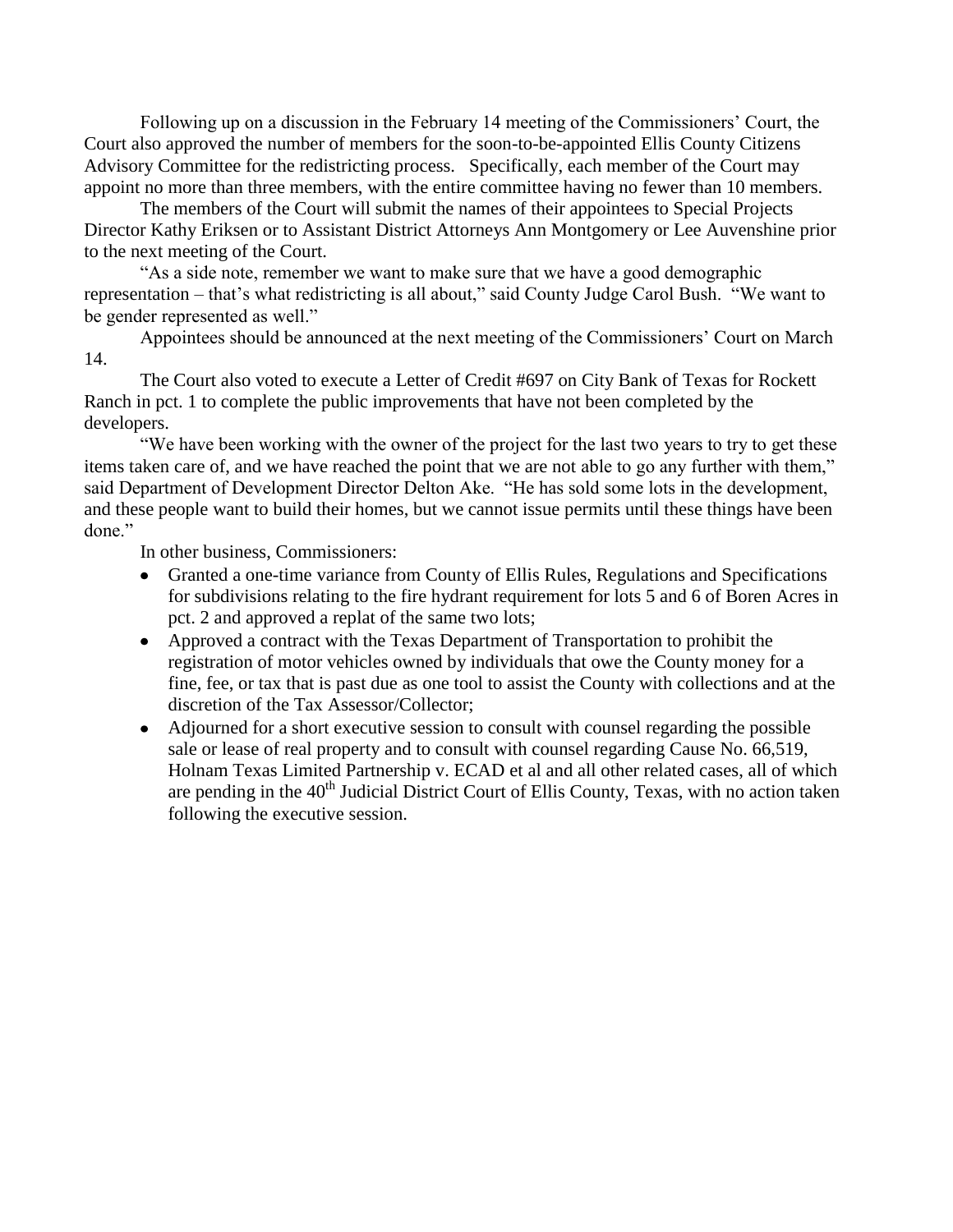Following up on a discussion in the February 14 meeting of the Commissioners' Court, the Court also approved the number of members for the soon-to-be-appointed Ellis County Citizens Advisory Committee for the redistricting process. Specifically, each member of the Court may appoint no more than three members, with the entire committee having no fewer than 10 members.

The members of the Court will submit the names of their appointees to Special Projects Director Kathy Eriksen or to Assistant District Attorneys Ann Montgomery or Lee Auvenshine prior to the next meeting of the Court.

"As a side note, remember we want to make sure that we have a good demographic representation – that's what redistricting is all about," said County Judge Carol Bush. "We want to be gender represented as well."

Appointees should be announced at the next meeting of the Commissioners' Court on March 14.

The Court also voted to execute a Letter of Credit #697 on City Bank of Texas for Rockett Ranch in pct. 1 to complete the public improvements that have not been completed by the developers.

"We have been working with the owner of the project for the last two years to try to get these items taken care of, and we have reached the point that we are not able to go any further with them," said Department of Development Director Delton Ake. "He has sold some lots in the development, and these people want to build their homes, but we cannot issue permits until these things have been done."

In other business, Commissioners:

- Granted a one-time variance from County of Ellis Rules, Regulations and Specifications for subdivisions relating to the fire hydrant requirement for lots 5 and 6 of Boren Acres in pct. 2 and approved a replat of the same two lots;
- Approved a contract with the Texas Department of Transportation to prohibit the registration of motor vehicles owned by individuals that owe the County money for a fine, fee, or tax that is past due as one tool to assist the County with collections and at the discretion of the Tax Assessor/Collector;
- Adjourned for a short executive session to consult with counsel regarding the possible sale or lease of real property and to consult with counsel regarding Cause No. 66,519, Holnam Texas Limited Partnership v. ECAD et al and all other related cases, all of which are pending in the 40th Judicial District Court of Ellis County, Texas, with no action taken following the executive session.